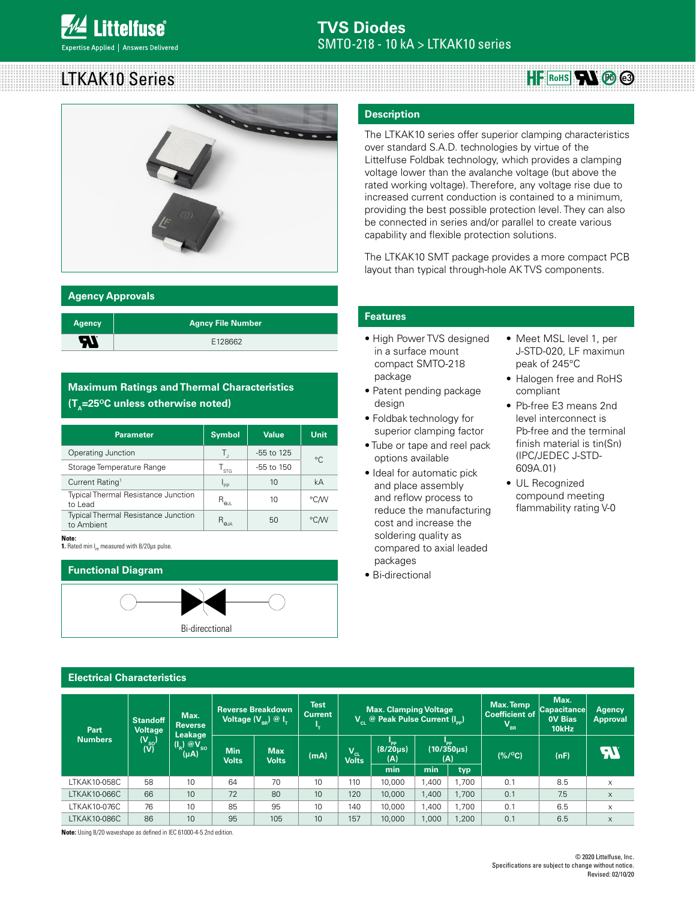# TVS Diodes

SMTO-218 - 10 kA > LTKAK10 series

# LTKAK10 Series

## Description

The LTKAK10 series offer superior clamping characteristics over standard S.A.D. technologies by virtue of the Littelfuse Foldbak technology, which provides a clamping voltage lower than the avalanche voltage (but above the rated working voltage). Therefore, any voltage rise due to increased current conduction is contained to a minimum, providing the best possible protection level. They can also be connected in series and/or parallel to create various capability and flexible protection solutions.

The LTKAK10 SMT package provides a more compact PCB layout than typical through-hole AK TVS components.

## Agency Approvals

| Agency | Agncy File Number |
|---|---|
| UL | E128662 |

## Maximum Ratings and Thermal Characteristics ($T_A$=25ºC unless otherwise noted)

| Parameter | Symbol | Value | Unit |
|---|---|---|---|
| Operating Junction | $T_J$ | -55 to 125 | °C |
| Storage Temperature Range | $T_{STG}$ | -55 to 150 | °C |
| Current Rating[1] | $I_{PP}$ | 10 | kA |
| Typical Thermal Resistance Junction to Lead | $R_{θJL}$ | 10 | °C/W |
| Typical Thermal Resistance Junction to Ambient | $R_{θJA}$ | 50 | °C/W |

**Note:**
**1.** Rated min $I_{pp}$ measured with 8/20µs pulse.

## Functional Diagram

Bi-direcctional

## Features

- High Power TVS designed in a surface mount compact SMTO-218 package
- Patent pending package design
- Foldbak technology for superior clamping factor
- Tube or tape and reel pack options available
- Ideal for automatic pick and place assembly and reflow process to reduce the manufacturing cost and increase the soldering quality as compared to axial leaded packages
- Bi-directional
- Meet MSL level 1, per J-STD-020, LF maximun peak of 245°C
- Halogen free and RoHS compliant
- Pb-free E3 means 2nd level interconnect is Pb-free and the terminal finish material is tin(Sn) (IPC/JEDEC J-STD-609A.01)
- UL Recognized compound meeting flammability rating V-0

## Electrical Characteristics

| Part Numbers | Standoff Voltage ($V_{SO}$) (V) | Max. Reverse Leakage ($I_R$) @$V_{SO}$ (µA) | Reverse Breakdown Voltage ($V_{BR}$) @ $I_T$ | | Test Current $I_T$ | Max. Clamping Voltage $V_{CL}$ @ Peak Pulse Current ($I_{PP}$) | | | | Max. Temp Coefficient of $V_{BR}$ | Max. Capacitance 0V Bias 10kHz | Agency Approval |
|---|---|---|---|---|---|---|---|---|---|---|---|---|
| | | | Min Volts | Max Volts | (mA) | $V_{CL}$ Volts | $I_{PP}$ (8/20µs) (A) min | $I_{PP}$ (10/350µs) (A) min | $I_{PP}$ (10/350µs) (A) typ | (%/°C) | (nF) | UL |
| LTKAK10-058C | 58 | 10 | 64 | 70 | 10 | 110 | 10,000 | 1,400 | 1,700 | 0.1 | 8.5 | x |
| LTKAK10-066C | 66 | 10 | 72 | 80 | 10 | 120 | 10,000 | 1,400 | 1,700 | 0.1 | 7.5 | x |
| LTKAK10-076C | 76 | 10 | 85 | 95 | 10 | 140 | 10,000 | 1,400 | 1,700 | 0.1 | 6.5 | x |
| LTKAK10-086C | 86 | 10 | 95 | 105 | 10 | 157 | 10,000 | 1,000 | 1,200 | 0.1 | 6.5 | x |

**Note:** Using 8/20 waveshape as defined in IEC 61000-4-5 2nd edition.

© 2020 Littelfuse, Inc.
Specifications are subject to change without notice.
Revised: 02/10/20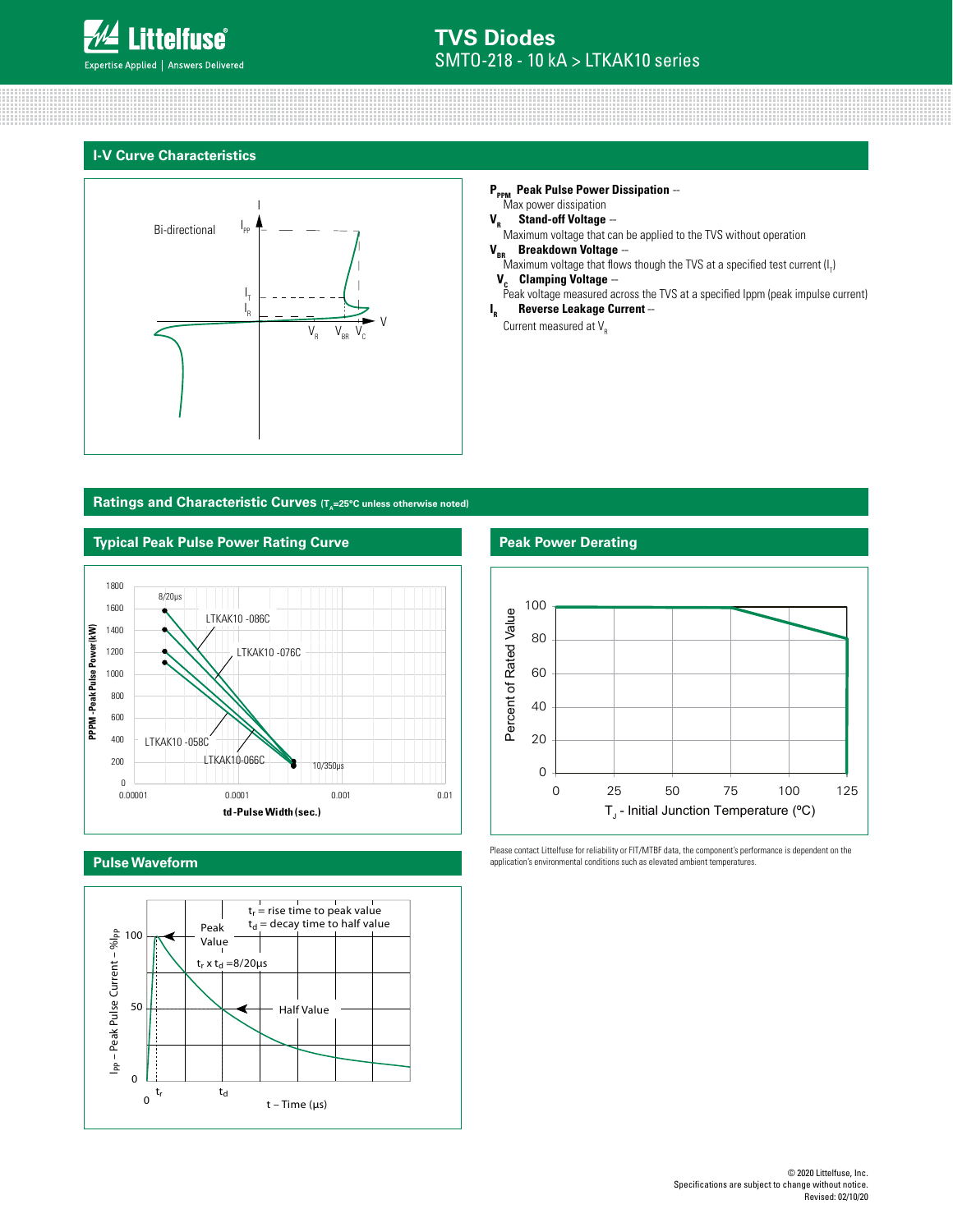## I-V Curve Characteristics

**$P_{PPM}$ Peak Pulse Power Dissipation** -- Max power dissipation

**$V_R$ Stand-off Voltage** -- Maximum voltage that can be applied to the TVS without operation

**$V_{BR}$ Breakdown Voltage** -- Maximum voltage that flows though the TVS at a specified test current ($I_T$)

**$V_C$ Clamping Voltage** -- Peak voltage measured across the TVS at a specified Ippm (peak impulse current)

**$I_R$ Reverse Leakage Current** -- Current measured at $V_R$

## Ratings and Characteristic Curves ($T_A$=25°C unless otherwise noted)

### Typical Peak Pulse Power Rating Curve

### Peak Power Derating

Please contact Littelfuse for reliability or FIT/MTBF data, the component's performance is dependent on the application's environmental conditions such as elevated ambient temperatures.

### Pulse Waveform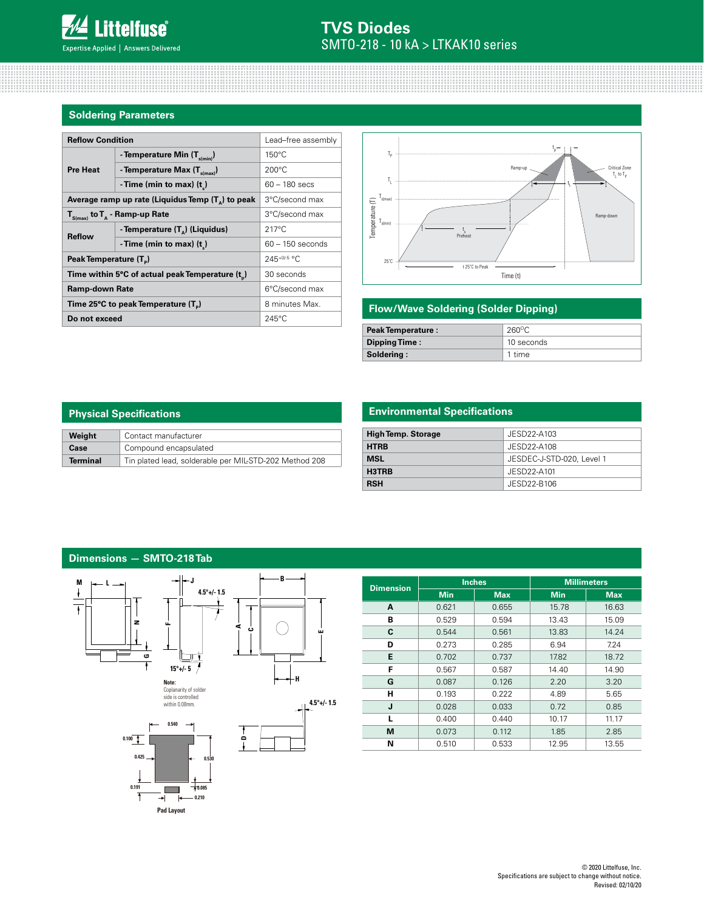## Soldering Parameters

| Reflow Condition | | Lead–free assembly |
|---|---|---|
| Pre Heat | - Temperature Min ($T_{s(min)}$) | 150°C |
| | - Temperature Max ($T_{s(max)}$) | 200°C |
| | - Time (min to max) ($t_s$) | 60 – 180 secs |
| Average ramp up rate (Liquidus Temp ($T_A$) to peak | | 3°C/second max |
| $T_{S(max)}$ to $T_A$ - Ramp-up Rate | | 3°C/second max |
| Reflow | - Temperature ($T_A$) (Liquidus) | 217°C |
| | - Time (min to max) ($t_s$) | 60 – 150 seconds |
| Peak Temperature ($T_P$) | | $245^{+0/-5}$ °C |
| Time within 5°C of actual peak Temperature ($t_p$) | | 30 seconds |
| Ramp-down Rate | | 6°C/second max |
| Time 25°C to peak Temperature ($T_P$) | | 8 minutes Max. |
| Do not exceed | | 245°C |

## Flow/Wave Soldering (Solder Dipping)

| | |
|---|---|
| Peak Temperature : | 260°C |
| Dipping Time : | 10 seconds |
| Soldering : | 1 time |

## Physical Specifications

| | |
|---|---|
| Weight | Contact manufacturer |
| Case | Compound encapsulated |
| Terminal | Tin plated lead, solderable per MIL-STD-202 Method 208 |

## Environmental Specifications

| | |
|---|---|
| High Temp. Storage | JESD22-A103 |
| HTRB | JESD22-A108 |
| MSL | JESDEC-J-STD-020, Level 1 |
| H3TRB | JESD22-A101 |
| RSH | JESD22-B106 |

## Dimensions — SMTO-218 Tab

Note: Coplanarity of solder side is controlled within 0.08mm.

Pad Layout

| Dimension | Inches | | Millimeters | |
|---|---|---|---|---|
| | Min | Max | Min | Max |
| A | 0.621 | 0.655 | 15.78 | 16.63 |
| B | 0.529 | 0.594 | 13.43 | 15.09 |
| C | 0.544 | 0.561 | 13.83 | 14.24 |
| D | 0.273 | 0.285 | 6.94 | 7.24 |
| E | 0.702 | 0.737 | 17.82 | 18.72 |
| F | 0.567 | 0.587 | 14.40 | 14.90 |
| G | 0.087 | 0.126 | 2.20 | 3.20 |
| H | 0.193 | 0.222 | 4.89 | 5.65 |
| J | 0.028 | 0.033 | 0.72 | 0.85 |
| L | 0.400 | 0.440 | 10.17 | 11.17 |
| M | 0.073 | 0.112 | 1.85 | 2.85 |
| N | 0.510 | 0.533 | 12.95 | 13.55 |

© 2020 Littelfuse, Inc.
Specifications are subject to change without notice.
Revised: 02/10/20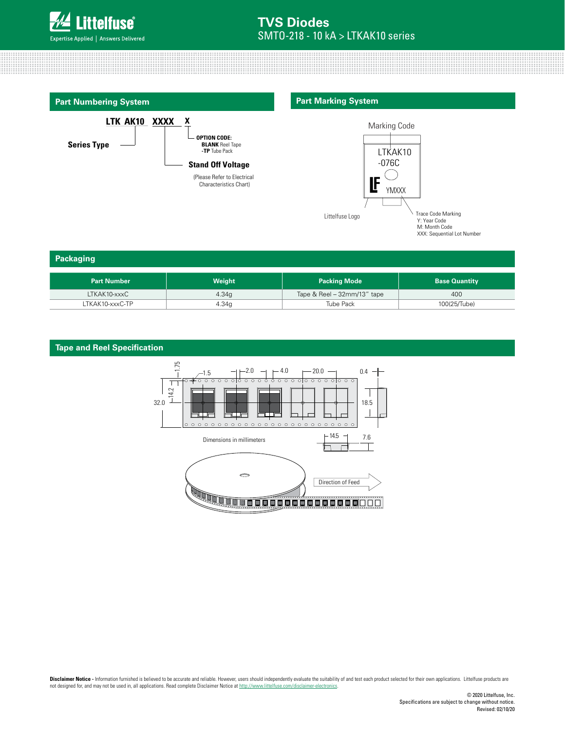## Part Numbering System

LTK AK10 XXXX X

Series Type

OPTION CODE:
**BLANK** Reel Tape
**-TP** Tube Pack

Stand Off Voltage

(Please Refer to Electrical Characteristics Chart)

## Part Marking System

Marking Code

LTKAK10
-076C

YMXXX

Littelfuse Logo

Trace Code Marking
Y: Year Code
M: Month Code
XXX: Sequential Lot Number

## Packaging

| Part Number | Weight | Packing Mode | Base Quantity |
|---|---|---|---|
| LTKAK10-xxxC | 4.34g | Tape & Reel – 32mm/13" tape | 400 |
| LTKAK10-xxxC-TP | 4.34g | Tube Pack | 100(25/Tube) |

## Tape and Reel Specification

1.75
1.5
2.0
4.0
20.0
0.4
32.0
14.2
18.5
14.5
7.6

Dimensions in millimeters

Direction of Feed

**Disclaimer Notice -** Information furnished is believed to be accurate and reliable. However, users should independently evaluate the suitability of and test each product selected for their own applications. Littelfuse products are not designed for, and may not be used in, all applications. Read complete Disclaimer Notice at http://www.littelfuse.com/disclaimer-electronics.

© 2020 Littelfuse, Inc.
Specifications are subject to change without notice.
Revised: 02/10/20